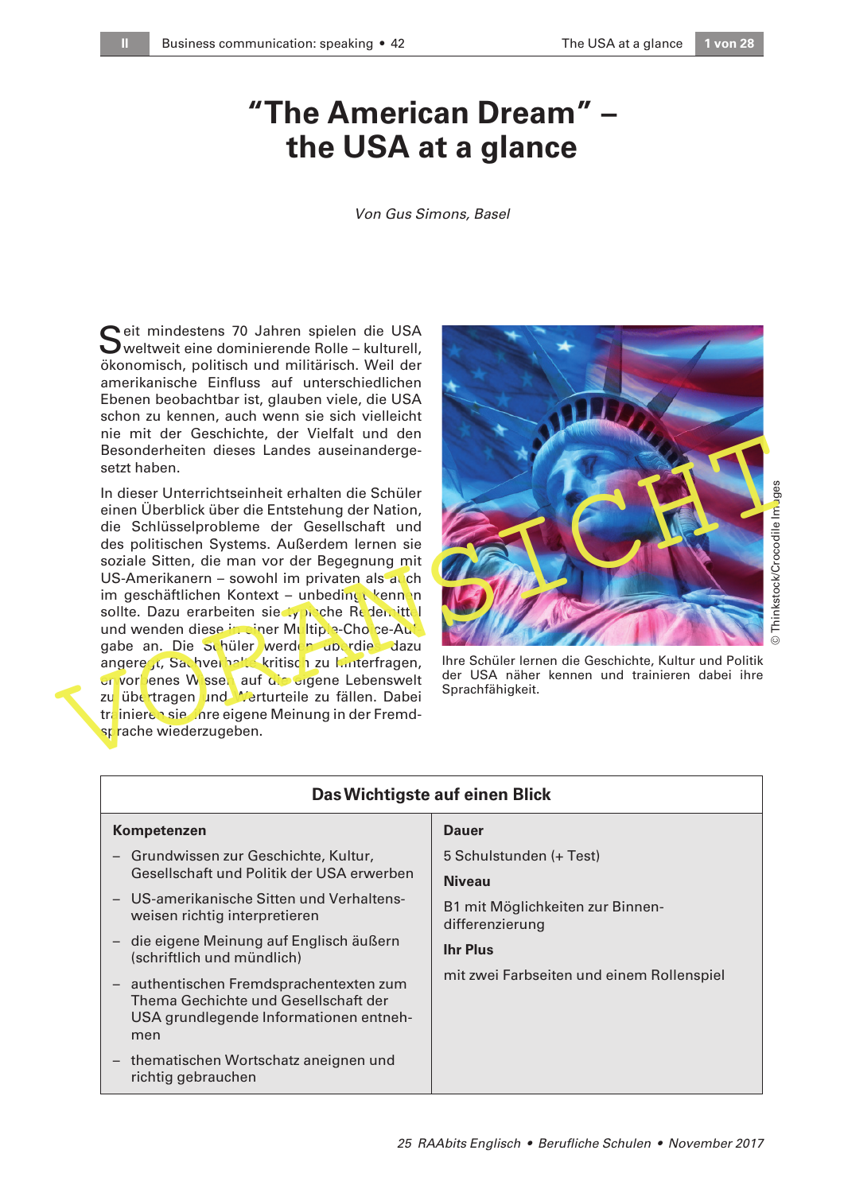# "The American Dream" – the USA at a glance

*Von Gus Simons, Basel*

Seit mindestens 70 Jahren spielen die USA weltweit eine dominierende Rolle – kulturell, ökonomisch, politisch und militärisch. Weil der amerikanische Einfluss auf unterschiedlichen Ebenen beobachtbar ist, glauben viele, die USA schon zu kennen, auch wenn sie sich vielleicht nie mit der Geschichte, der Vielfalt und den Besonderheiten dieses Landes auseinandergesetzt haben.

In dieser Unterrichtseinheit erhalten die Schüler einen Überblick über die Entstehung der Nation, die Schlüsselprobleme der Gesellschaft und des politischen Systems. Außerdem lernen sie soziale Sitten, die man vor der Begegnung mit US-Amerikanern – sowohl im privaten als auch im geschäftlichen Kontext – unbedingt kennen sollte. Dazu erarbeiten sie typische Redemittel und wenden diese in einer Multiple-Choice-Aufgabe an. Die Schüler werden dabei dazu angeregt, Sachverhalte kritisch zu hinterfragen, erworbenes Wissen auf die eigene Lebenswelt zu übertragen und Werturteile zu fällen. Dabei trainieren sie ihre eigene Meinung in der Fremdsprache wiederzugeben.

Ihre Schüler lernen die Geschichte, Kultur und Politik der USA näher kennen und trainieren dabei ihre Sprachfähigkeit.

© Thinkstock/Crocodile Images

## Das Wichtigste auf einen Blick

| Kompetenzen | Dauer |
|---|---|
| – Grundwissen zur Geschichte, Kultur, Gesellschaft und Politik der USA erwerben<br>– US-amerikanische Sitten und Verhaltensweisen richtig interpretieren<br>– die eigene Meinung auf Englisch äußern (schriftlich und mündlich)<br>– authentischen Fremdsprachentexten zum Thema Gechichte und Gesellschaft der USA grundlegende Informationen entnehmen<br>– thematischen Wortschatz aneignen und richtig gebrauchen | 5 Schulstunden (+ Test)<br>**Niveau**<br>B1 mit Möglichkeiten zur Binnendifferenzierung<br>**Ihr Plus**<br>mit zwei Farbseiten und einem Rollenspiel |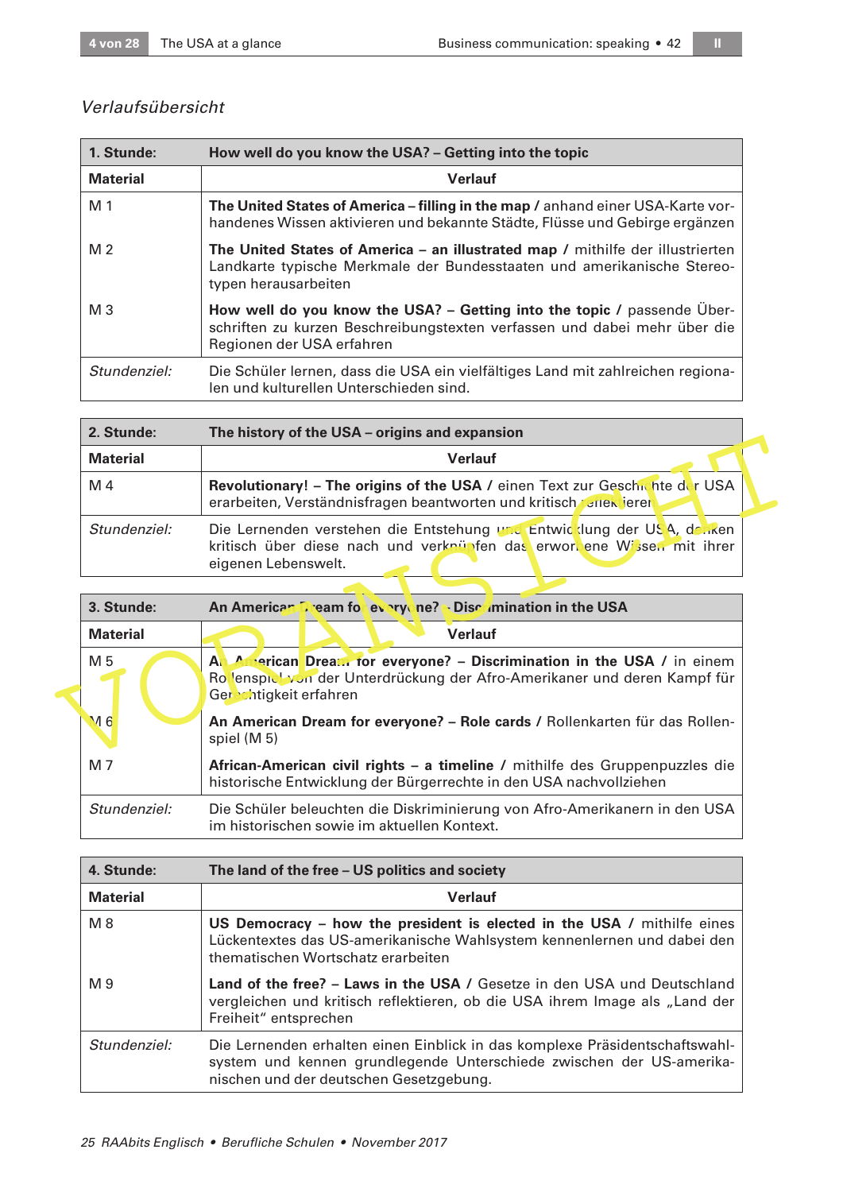*Verlaufsübersicht*

| 1. Stunde: | How well do you know the USA? – Getting into the topic |
|---|---|
| **Material** | **Verlauf** |
| M 1 | **The United States of America – filling in the map /** anhand einer USA-Karte vorhandenes Wissen aktivieren und bekannte Städte, Flüsse und Gebirge ergänzen |
| M 2 | **The United States of America – an illustrated map /** mithilfe der illustrierten Landkarte typische Merkmale der Bundesstaaten und amerikanische Stereotypen herausarbeiten |
| M 3 | **How well do you know the USA? – Getting into the topic /** passende Überschriften zu kurzen Beschreibungstexten verfassen und dabei mehr über die Regionen der USA erfahren |
| *Stundenziel:* | Die Schüler lernen, dass die USA ein vielfältiges Land mit zahlreichen regionalen und kulturellen Unterschieden sind. |

| 2. Stunde: | The history of the USA – origins and expansion |
|---|---|
| **Material** | **Verlauf** |
| M 4 | **Revolutionary! – The origins of the USA /** einen Text zur Geschichte der USA erarbeiten, Verständnisfragen beantworten und kritisch reflektieren |
| *Stundenziel:* | Die Lernenden verstehen die Entstehung und Entwicklung der USA, denken kritisch über diese nach und verknüpfen das erworbene Wissen mit ihrer eigenen Lebenswelt. |

| 3. Stunde: | An American Dream for everyone? – Discrimination in the USA |
|---|---|
| **Material** | **Verlauf** |
| M 5 | **An American Dream for everyone? – Discrimination in the USA /** in einem Rollenspiel von der Unterdrückung der Afro-Amerikaner und deren Kampf für Gerechtigkeit erfahren |
| M 6 | **An American Dream for everyone? – Role cards /** Rollenkarten für das Rollenspiel (M 5) |
| M 7 | **African-American civil rights – a timeline /** mithilfe des Gruppenpuzzles die historische Entwicklung der Bürgerrechte in den USA nachvollziehen |
| *Stundenziel:* | Die Schüler beleuchten die Diskriminierung von Afro-Amerikanern in den USA im historischen sowie im aktuellen Kontext. |

| 4. Stunde: | The land of the free – US politics and society |
|---|---|
| **Material** | **Verlauf** |
| M 8 | **US Democracy – how the president is elected in the USA /** mithilfe eines Lückentextes das US-amerikanische Wahlsystem kennenlernen und dabei den thematischen Wortschatz erarbeiten |
| M 9 | **Land of the free? – Laws in the USA /** Gesetze in den USA und Deutschland vergleichen und kritisch reflektieren, ob die USA ihrem Image als „Land der Freiheit" entsprechen |
| *Stundenziel:* | Die Lernenden erhalten einen Einblick in das komplexe Präsidentschaftswahlsystem und kennen grundlegende Unterschiede zwischen der US-amerikanischen und der deutschen Gesetzgebung. |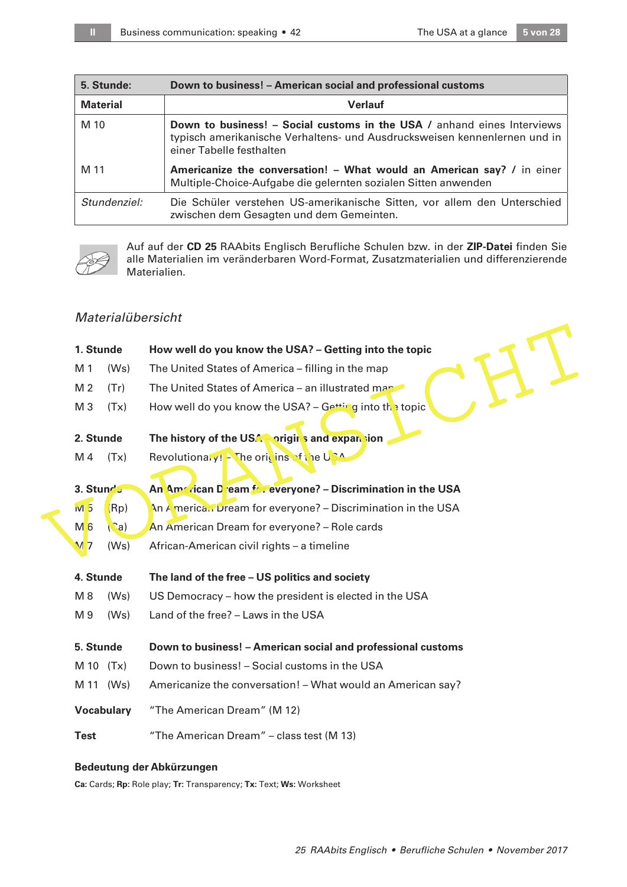| 5. Stunde: | Down to business! – American social and professional customs |
|---|---|
| **Material** | **Verlauf** |
| M 10 | **Down to business! – Social customs in the USA /** anhand eines Interviews typisch amerikanische Verhaltens- und Ausdrucksweisen kennenlernen und in einer Tabelle festhalten |
| M 11 | **Americanize the conversation! – What would an American say? /** in einer Multiple-Choice-Aufgabe die gelernten sozialen Sitten anwenden |
| *Stundenziel:* | Die Schüler verstehen US-amerikanische Sitten, vor allem den Unterschied zwischen dem Gesagten und dem Gemeinten. |

Auf auf der **CD 25** RAAbits Englisch Berufliche Schulen bzw. in der **ZIP-Datei** finden Sie alle Materialien im veränderbaren Word-Format, Zusatzmaterialien und differenzierende Materialien.

## *Materialübersicht*

**1. Stunde** **How well do you know the USA? – Getting into the topic**

M 1 (Ws) The United States of America – filling in the map

M 2 (Tr) The United States of America – an illustrated map

M 3 (Tx) How well do you know the USA? – Getting into the topic

**2. Stunde** **The history of the USA – origins and expansion**

M 4 (Tx) Revolutionary! – The origins of the USA

**3. Stunde** **An American Dream for everyone? – Discrimination in the USA**

M 5 (Rp) An American Dream for everyone? – Discrimination in the USA

M 6 (Ca) An American Dream for everyone? – Role cards

M 7 (Ws) African-American civil rights – a timeline

**4. Stunde** **The land of the free – US politics and society**

M 8 (Ws) US Democracy – how the president is elected in the USA

M 9 (Ws) Land of the free? – Laws in the USA

**5. Stunde** **Down to business! – American social and professional customs**

M 10 (Tx) Down to business! – Social customs in the USA

M 11 (Ws) Americanize the conversation! – What would an American say?

**Vocabulary** "The American Dream" (M 12)

**Test** "The American Dream" – class test (M 13)

**Bedeutung der Abkürzungen**

**Ca:** Cards; **Rp:** Role play; **Tr:** Transparency; **Tx:** Text; **Ws:** Worksheet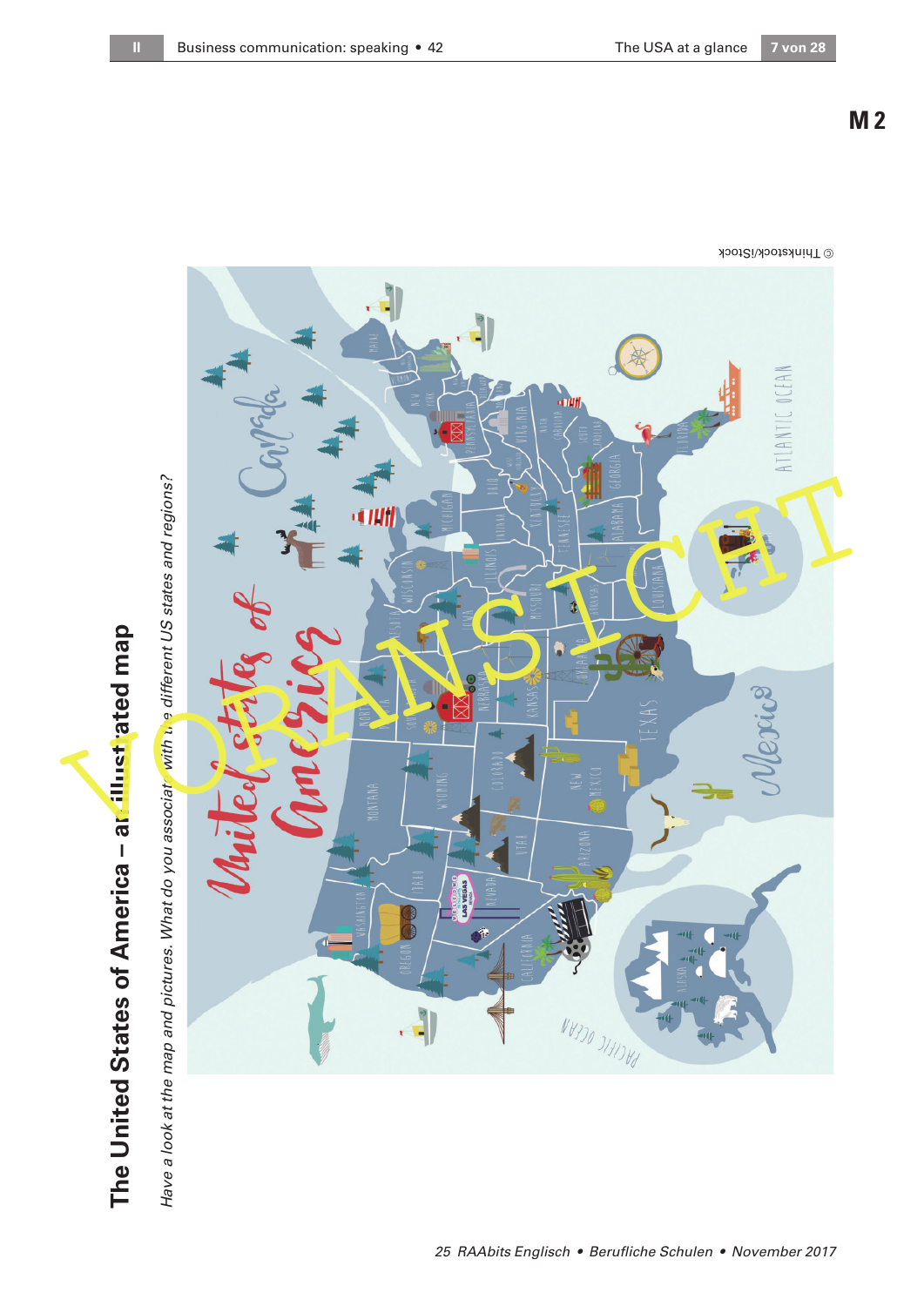M 2

# The United States of America – an illustrated map

*Have a look at the map and pictures. What do you associate with the different US states and regions?*

© Thinkstock/iStock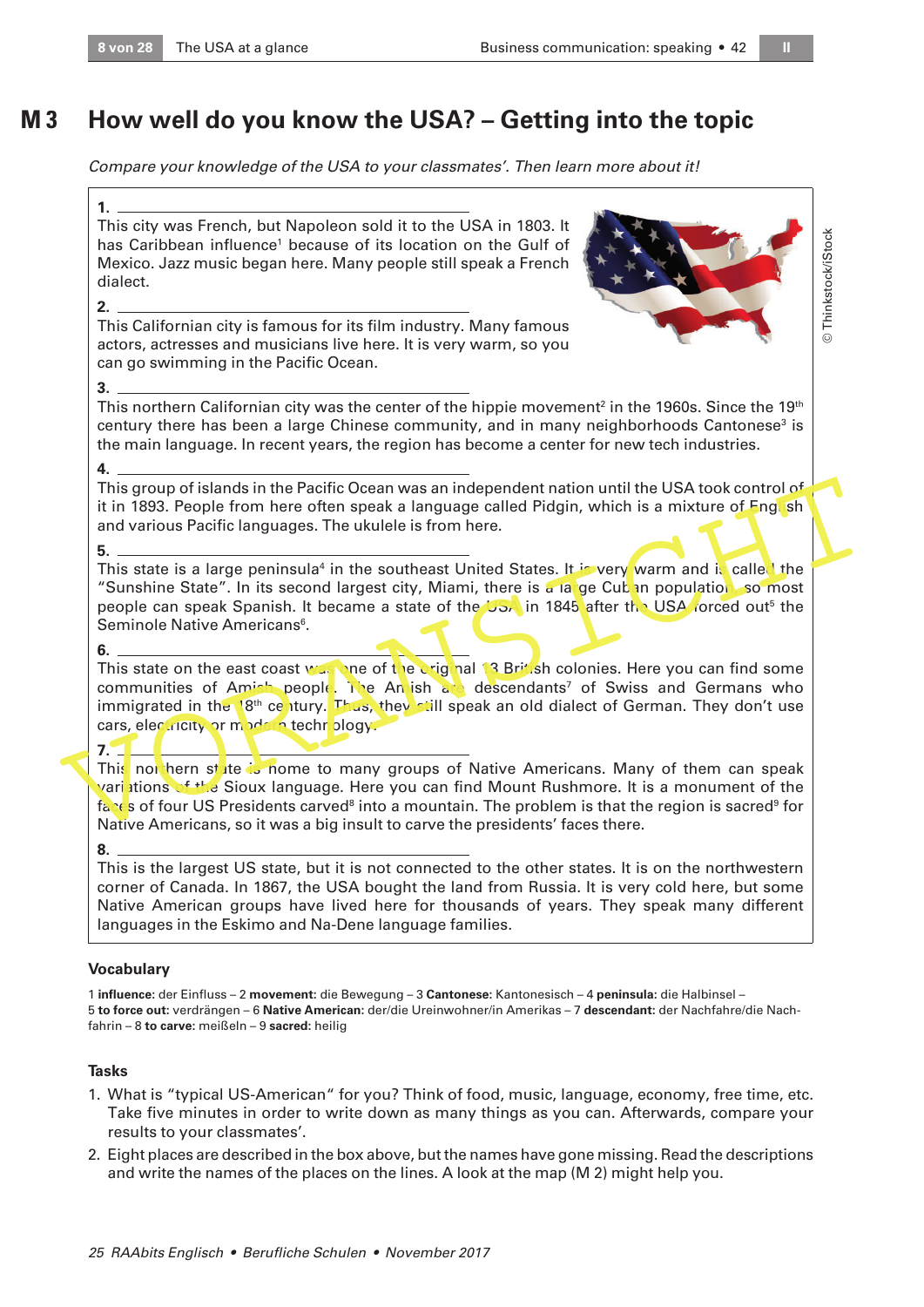# M 3 How well do you know the USA? – Getting into the topic

*Compare your knowledge of the USA to your classmates'. Then learn more about it!*

**1.** ______________________________

This city was French, but Napoleon sold it to the USA in 1803. It has Caribbean influence[1] because of its location on the Gulf of Mexico. Jazz music began here. Many people still speak a French dialect.

**2.** ______________________________

This Californian city is famous for its film industry. Many famous actors, actresses and musicians live here. It is very warm, so you can go swimming in the Pacific Ocean.

**3.** ______________________________

This northern Californian city was the center of the hippie movement[2] in the 1960s. Since the 19th century there has been a large Chinese community, and in many neighborhoods Cantonese[3] is the main language. In recent years, the region has become a center for new tech industries.

**4.** ______________________________

This group of islands in the Pacific Ocean was an independent nation until the USA took control of it in 1893. People from here often speak a language called Pidgin, which is a mixture of English and various Pacific languages. The ukulele is from here.

**5.** ______________________________

This state is a large peninsula[4] in the southeast United States. It is very warm and is called the "Sunshine State". In its second largest city, Miami, there is a large Cuban population, so most people can speak Spanish. It became a state of the USA in 1845 after the USA forced out[5] the Seminole Native Americans[6].

**6.** ______________________________

This state on the east coast was one of the original 13 British colonies. Here you can find some communities of Amish people. The Amish are descendants[7] of Swiss and Germans who immigrated in the 18th century. Thus, they still speak an old dialect of German. They don't use cars, electricity or modern technology.

**7.** ______________________________

This northern state is home to many groups of Native Americans. Many of them can speak variations of the Sioux language. Here you can find Mount Rushmore. It is a monument of the faces of four US Presidents carved[8] into a mountain. The problem is that the region is sacred[9] for Native Americans, so it was a big insult to carve the presidents' faces there.

**8.** ______________________________

This is the largest US state, but it is not connected to the other states. It is on the northwestern corner of Canada. In 1867, the USA bought the land from Russia. It is very cold here, but some Native American groups have lived here for thousands of years. They speak many different languages in the Eskimo and Na-Dene language families.

© Thinkstock/iStock

### Vocabulary

1 **influence**: der Einfluss – 2 **movement:** die Bewegung – 3 **Cantonese:** Kantonesisch – 4 **peninsula:** die Halbinsel – 5 **to force out:** verdrängen – 6 **Native American:** der/die Ureinwohner/in Amerikas – 7 **descendant:** der Nachfahre/die Nachfahrin – 8 **to carve:** meißeln – 9 **sacred:** heilig

### Tasks

1. What is "typical US-American" for you? Think of food, music, language, economy, free time, etc. Take five minutes in order to write down as many things as you can. Afterwards, compare your results to your classmates'.
2. Eight places are described in the box above, but the names have gone missing. Read the descriptions and write the names of the places on the lines. A look at the map (M 2) might help you.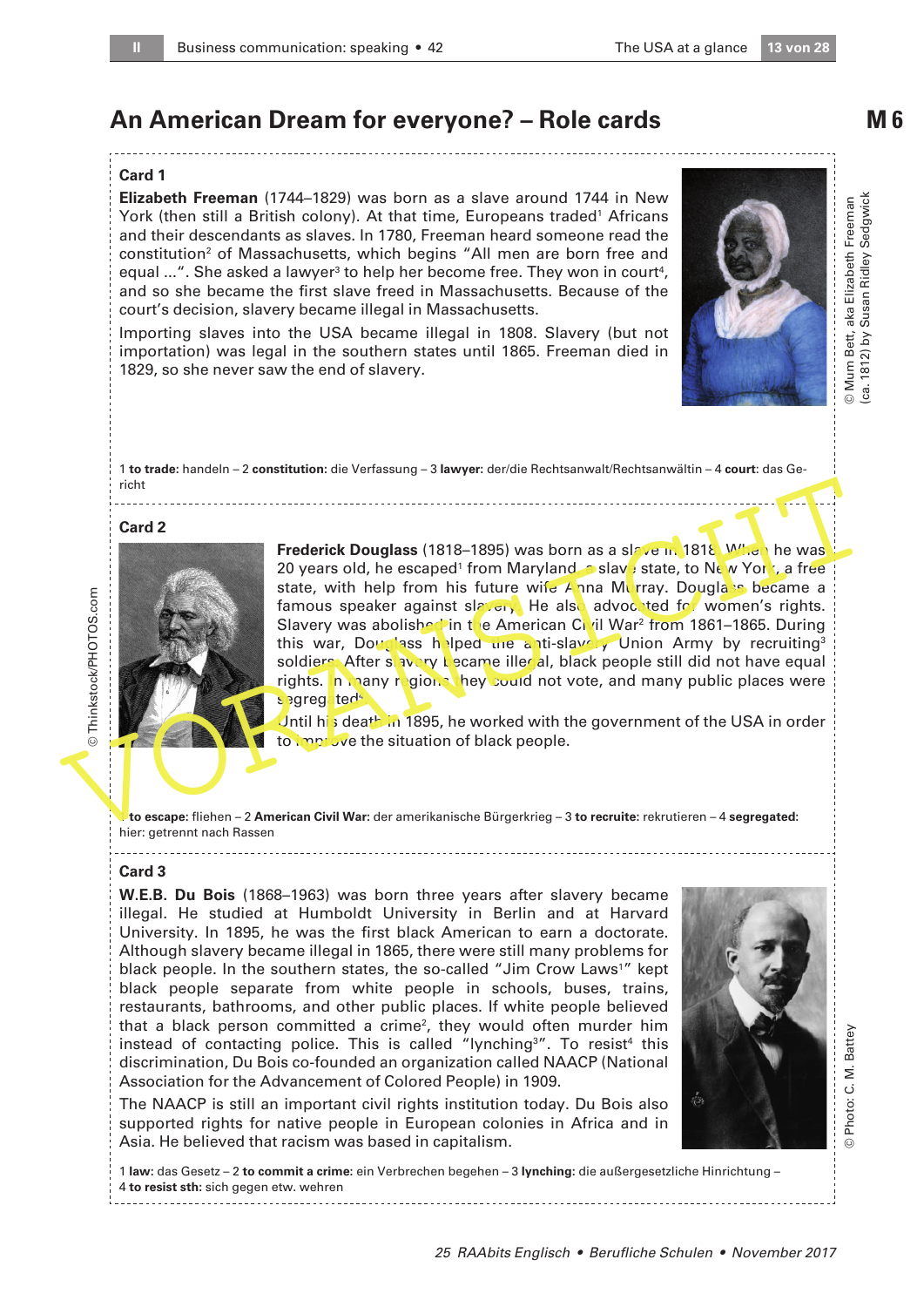# An American Dream for everyone? – Role cards

**M 6**

**Card 1**

**Elizabeth Freeman** (1744–1829) was born as a slave around 1744 in New York (then still a British colony). At that time, Europeans traded[1] Africans and their descendants as slaves. In 1780, Freeman heard someone read the constitution[2] of Massachusetts, which begins "All men are born free and equal ...". She asked a lawyer[3] to help her become free. They won in court[4], and so she became the first slave freed in Massachusetts. Because of the court's decision, slavery became illegal in Massachusetts.

Importing slaves into the USA became illegal in 1808. Slavery (but not importation) was legal in the southern states until 1865. Freeman died in 1829, so she never saw the end of slavery.

© Mum Bett, aka Elizabeth Freeman (ca. 1812) by Susan Ridley Sedgwick

1 **to trade**: handeln – 2 **constitution:** die Verfassung – 3 **lawyer:** der/die Rechtsanwalt/Rechtsanwältin – 4 **court**: das Gericht

**Card 2**

© Thinkstock/PHOTOS.com

**Frederick Douglass** (1818–1895) was born as a slave in 1818. When he was 20 years old, he escaped[1] from Maryland, a slave state, to New York, a free state, with help from his future wife Anna Murray. Douglass became a famous speaker against slavery. He also advocated for women's rights. Slavery was abolished in the American Civil War[2] from 1861–1865. During this war, Douglass helped the anti-slavery Union Army by recruiting[3] soldiers. After slavery became illegal, black people still did not have equal rights. In many regions, they could not vote, and many public places were segregated[4].

Until his death in 1895, he worked with the government of the USA in order to improve the situation of black people.

1 **to escape**: fliehen – 2 **American Civil War:** der amerikanische Bürgerkrieg – 3 **to recruite**: rekrutieren – 4 **segregated:** hier: getrennt nach Rassen

**Card 3**

**W.E.B. Du Bois** (1868–1963) was born three years after slavery became illegal. He studied at Humboldt University in Berlin and at Harvard University. In 1895, he was the first black American to earn a doctorate. Although slavery became illegal in 1865, there were still many problems for black people. In the southern states, the so-called "Jim Crow Laws[1]" kept black people separate from white people in schools, buses, trains, restaurants, bathrooms, and other public places. If white people believed that a black person committed a crime[2], they would often murder him instead of contacting police. This is called "lynching[3]". To resist[4] this discrimination, Du Bois co-founded an organization called NAACP (National Association for the Advancement of Colored People) in 1909.

The NAACP is still an important civil rights institution today. Du Bois also supported rights for native people in European colonies in Africa and in Asia. He believed that racism was based in capitalism.

© Photo: C. M. Battey

1 **law**: das Gesetz – 2 **to commit a crime**: ein Verbrechen begehen – 3 **lynching**: die außergesetzliche Hinrichtung – 4 **to resist sth**: sich gegen etw. wehren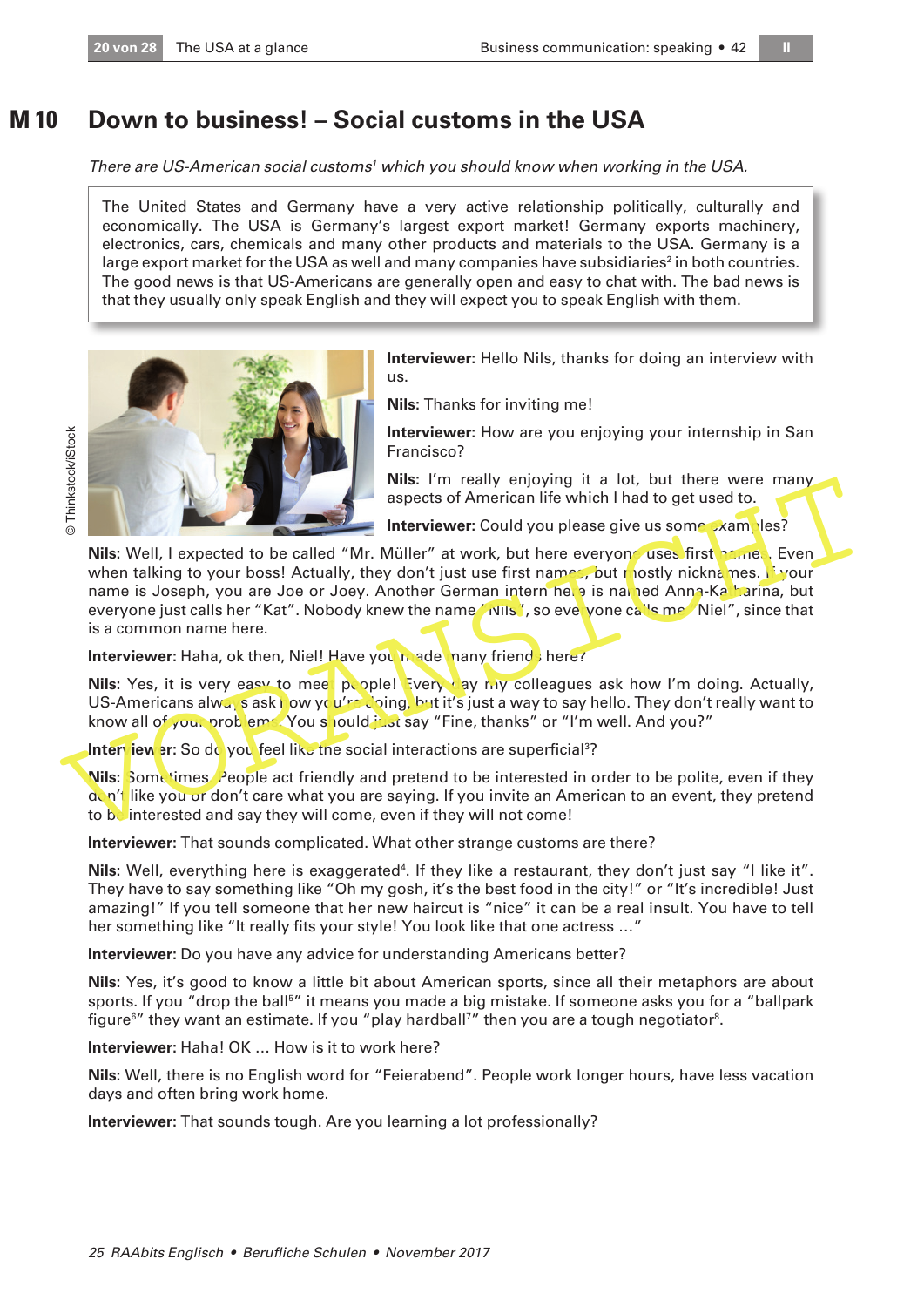# M 10 Down to business! – Social customs in the USA

*There are US-American social customs[1] which you should know when working in the USA.*

The United States and Germany have a very active relationship politically, culturally and economically. The USA is Germany's largest export market! Germany exports machinery, electronics, cars, chemicals and many other products and materials to the USA. Germany is a large export market for the USA as well and many companies have subsidiaries[2] in both countries. The good news is that US-Americans are generally open and easy to chat with. The bad news is that they usually only speak English and they will expect you to speak English with them.

© Thinkstock/iStock

**Interviewer:** Hello Nils, thanks for doing an interview with us.

**Nils:** Thanks for inviting me!

**Interviewer:** How are you enjoying your internship in San Francisco?

**Nils:** I'm really enjoying it a lot, but there were many aspects of American life which I had to get used to.

**Interviewer:** Could you please give us some examples?

**Nils:** Well, I expected to be called "Mr. Müller" at work, but here everyone uses first names. Even when talking to your boss! Actually, they don't just use first names, but mostly nicknames. If your name is Joseph, you are Joe or Joey. Another German intern here is named Anna-Katharina, but everyone just calls her "Kat". Nobody knew the name "Nils", so everyone calls me "Niel", since that is a common name here.

**Interviewer:** Haha, ok then, Niel! Have you made many friends here?

**Nils:** Yes, it is very easy to meet people! Every day my colleagues ask how I'm doing. Actually, US-Americans always ask how you're doing, but it's just a way to say hello. They don't really want to know all of your problems. You should just say "Fine, thanks" or "I'm well. And you?"

**Interviewer:** So do you feel like the social interactions are superficial[3]?

**Nils:** Sometimes. People act friendly and pretend to be interested in order to be polite, even if they don't like you or don't care what you are saying. If you invite an American to an event, they pretend to be interested and say they will come, even if they will not come!

**Interviewer:** That sounds complicated. What other strange customs are there?

**Nils:** Well, everything here is exaggerated[4]. If they like a restaurant, they don't just say "I like it". They have to say something like "Oh my gosh, it's the best food in the city!" or "It's incredible! Just amazing!" If you tell someone that her new haircut is "nice" it can be a real insult. You have to tell her something like "It really fits your style! You look like that one actress …"

**Interviewer:** Do you have any advice for understanding Americans better?

**Nils:** Yes, it's good to know a little bit about American sports, since all their metaphors are about sports. If you "drop the ball[5]" it means you made a big mistake. If someone asks you for a "ballpark figure[6]" they want an estimate. If you "play hardball[7]" then you are a tough negotiator[8].

**Interviewer:** Haha! OK … How is it to work here?

**Nils:** Well, there is no English word for "Feierabend". People work longer hours, have less vacation days and often bring work home.

**Interviewer:** That sounds tough. Are you learning a lot professionally?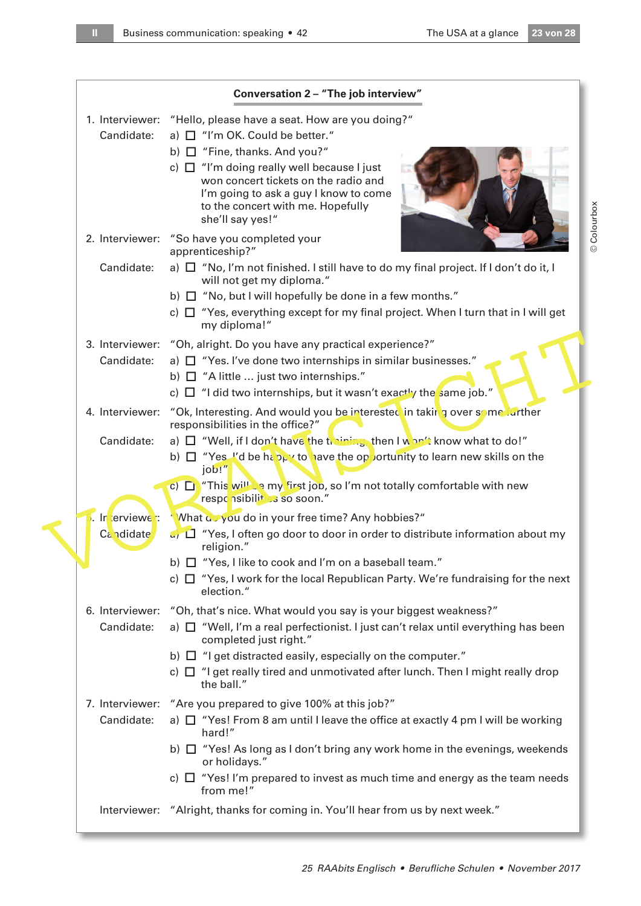**Conversation 2 – "The job interview"**

1. Interviewer: "Hello, please have a seat. How are you doing?"
   Candidate:
   a) ☐ "I'm OK. Could be better."
   b) ☐ "Fine, thanks. And you?"
   c) ☐ "I'm doing really well because I just won concert tickets on the radio and I'm going to ask a guy I know to come to the concert with me. Hopefully she'll say yes!"

2. Interviewer: "So have you completed your apprenticeship?"
   Candidate:
   a) ☐ "No, I'm not finished. I still have to do my final project. If I don't do it, I will not get my diploma."
   b) ☐ "No, but I will hopefully be done in a few months."
   c) ☐ "Yes, everything except for my final project. When I turn that in I will get my diploma!"

3. Interviewer: "Oh, alright. Do you have any practical experience?"
   Candidate:
   a) ☐ "Yes. I've done two internships in similar businesses."
   b) ☐ "A little ... just two internships."
   c) ☐ "I did two internships, but it wasn't exactly the same job."

4. Interviewer: "Ok, Interesting. And would you be interested in taking over some further responsibilities in the office?"
   Candidate:
   a) ☐ "Well, if I don't have the training, then I won't know what to do!"
   b) ☐ "Yes, I'd be happy to have the opportunity to learn new skills on the job!"
   c) ☐ "This will be my first job, so I'm not totally comfortable with new responsibilities so soon."

5. Interviewer: "What do you do in your free time? Any hobbies?"
   Candidate:
   a) ☐ "Yes, I often go door to door in order to distribute information about my religion."
   b) ☐ "Yes, I like to cook and I'm on a baseball team."
   c) ☐ "Yes, I work for the local Republican Party. We're fundraising for the next election."

6. Interviewer: "Oh, that's nice. What would you say is your biggest weakness?"
   Candidate:
   a) ☐ "Well, I'm a real perfectionist. I just can't relax until everything has been completed just right."
   b) ☐ "I get distracted easily, especially on the computer."
   c) ☐ "I get really tired and unmotivated after lunch. Then I might really drop the ball."

7. Interviewer: "Are you prepared to give 100% at this job?"
   Candidate:
   a) ☐ "Yes! From 8 am until I leave the office at exactly 4 pm I will be working hard!"
   b) ☐ "Yes! As long as I don't bring any work home in the evenings, weekends or holidays."
   c) ☐ "Yes! I'm prepared to invest as much time and energy as the team needs from me!"

Interviewer: "Alright, thanks for coming in. You'll hear from us by next week."